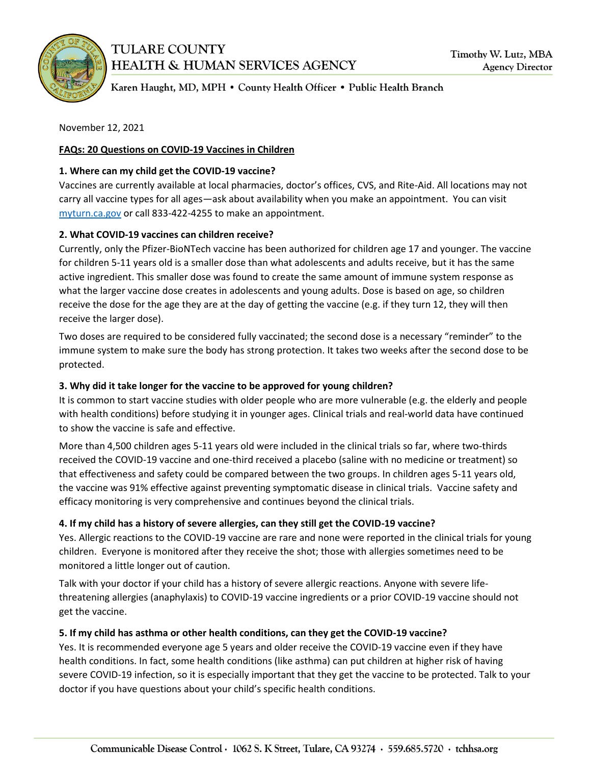# TULARE COUNTY HEALTH & HUMAN SERVICES AGENCY

Timothy W. Lutz, MBA
Agency Director

Karen Haught, MD, MPH • County Health Officer • Public Health Branch

November 12, 2021

## FAQs: 20 Questions on COVID-19 Vaccines in Children

### 1. Where can my child get the COVID-19 vaccine?

Vaccines are currently available at local pharmacies, doctor's offices, CVS, and Rite-Aid. All locations may not carry all vaccine types for all ages—ask about availability when you make an appointment. You can visit myturn.ca.gov or call 833-422-4255 to make an appointment.

### 2. What COVID-19 vaccines can children receive?

Currently, only the Pfizer-BioNTech vaccine has been authorized for children age 17 and younger. The vaccine for children 5-11 years old is a smaller dose than what adolescents and adults receive, but it has the same active ingredient. This smaller dose was found to create the same amount of immune system response as what the larger vaccine dose creates in adolescents and young adults. Dose is based on age, so children receive the dose for the age they are at the day of getting the vaccine (e.g. if they turn 12, they will then receive the larger dose).

Two doses are required to be considered fully vaccinated; the second dose is a necessary "reminder" to the immune system to make sure the body has strong protection. It takes two weeks after the second dose to be protected.

### 3. Why did it take longer for the vaccine to be approved for young children?

It is common to start vaccine studies with older people who are more vulnerable (e.g. the elderly and people with health conditions) before studying it in younger ages. Clinical trials and real-world data have continued to show the vaccine is safe and effective.

More than 4,500 children ages 5-11 years old were included in the clinical trials so far, where two-thirds received the COVID-19 vaccine and one-third received a placebo (saline with no medicine or treatment) so that effectiveness and safety could be compared between the two groups. In children ages 5-11 years old, the vaccine was 91% effective against preventing symptomatic disease in clinical trials. Vaccine safety and efficacy monitoring is very comprehensive and continues beyond the clinical trials.

### 4. If my child has a history of severe allergies, can they still get the COVID-19 vaccine?

Yes. Allergic reactions to the COVID-19 vaccine are rare and none were reported in the clinical trials for young children. Everyone is monitored after they receive the shot; those with allergies sometimes need to be monitored a little longer out of caution.

Talk with your doctor if your child has a history of severe allergic reactions. Anyone with severe life-threatening allergies (anaphylaxis) to COVID-19 vaccine ingredients or a prior COVID-19 vaccine should not get the vaccine.

### 5. If my child has asthma or other health conditions, can they get the COVID-19 vaccine?

Yes. It is recommended everyone age 5 years and older receive the COVID-19 vaccine even if they have health conditions. In fact, some health conditions (like asthma) can put children at higher risk of having severe COVID-19 infection, so it is especially important that they get the vaccine to be protected. Talk to your doctor if you have questions about your child's specific health conditions.

Communicable Disease Control • 1062 S. K Street, Tulare, CA 93274 • 559.685.5720 • tchhsa.org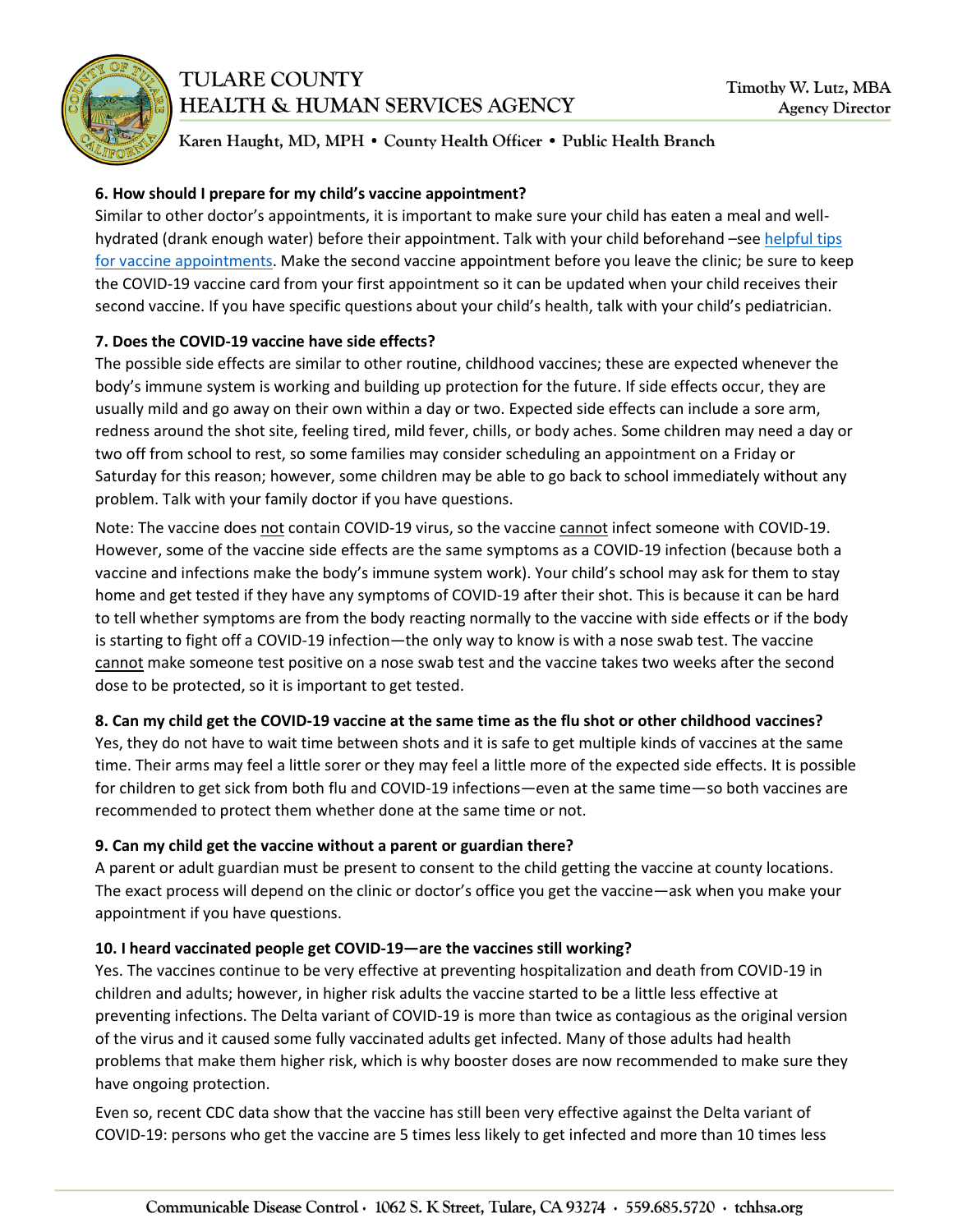### 6. How should I prepare for my child's vaccine appointment?

Similar to other doctor's appointments, it is important to make sure your child has eaten a meal and well-hydrated (drank enough water) before their appointment. Talk with your child beforehand –see helpful tips for vaccine appointments. Make the second vaccine appointment before you leave the clinic; be sure to keep the COVID-19 vaccine card from your first appointment so it can be updated when your child receives their second vaccine. If you have specific questions about your child's health, talk with your child's pediatrician.

### 7. Does the COVID-19 vaccine have side effects?

The possible side effects are similar to other routine, childhood vaccines; these are expected whenever the body's immune system is working and building up protection for the future. If side effects occur, they are usually mild and go away on their own within a day or two. Expected side effects can include a sore arm, redness around the shot site, feeling tired, mild fever, chills, or body aches. Some children may need a day or two off from school to rest, so some families may consider scheduling an appointment on a Friday or Saturday for this reason; however, some children may be able to go back to school immediately without any problem. Talk with your family doctor if you have questions.

Note: The vaccine does not contain COVID-19 virus, so the vaccine cannot infect someone with COVID-19. However, some of the vaccine side effects are the same symptoms as a COVID-19 infection (because both a vaccine and infections make the body's immune system work). Your child's school may ask for them to stay home and get tested if they have any symptoms of COVID-19 after their shot. This is because it can be hard to tell whether symptoms are from the body reacting normally to the vaccine with side effects or if the body is starting to fight off a COVID-19 infection—the only way to know is with a nose swab test. The vaccine cannot make someone test positive on a nose swab test and the vaccine takes two weeks after the second dose to be protected, so it is important to get tested.

### 8. Can my child get the COVID-19 vaccine at the same time as the flu shot or other childhood vaccines?

Yes, they do not have to wait time between shots and it is safe to get multiple kinds of vaccines at the same time. Their arms may feel a little sorer or they may feel a little more of the expected side effects. It is possible for children to get sick from both flu and COVID-19 infections—even at the same time—so both vaccines are recommended to protect them whether done at the same time or not.

### 9. Can my child get the vaccine without a parent or guardian there?

A parent or adult guardian must be present to consent to the child getting the vaccine at county locations. The exact process will depend on the clinic or doctor's office you get the vaccine—ask when you make your appointment if you have questions.

### 10. I heard vaccinated people get COVID-19—are the vaccines still working?

Yes. The vaccines continue to be very effective at preventing hospitalization and death from COVID-19 in children and adults; however, in higher risk adults the vaccine started to be a little less effective at preventing infections. The Delta variant of COVID-19 is more than twice as contagious as the original version of the virus and it caused some fully vaccinated adults get infected. Many of those adults had health problems that make them higher risk, which is why booster doses are now recommended to make sure they have ongoing protection.

Even so, recent CDC data show that the vaccine has still been very effective against the Delta variant of COVID-19: persons who get the vaccine are 5 times less likely to get infected and more than 10 times less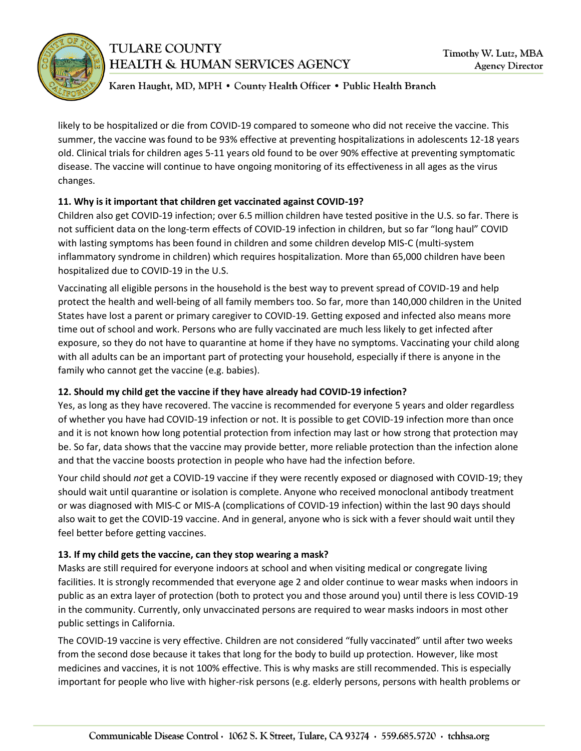likely to be hospitalized or die from COVID-19 compared to someone who did not receive the vaccine. This summer, the vaccine was found to be 93% effective at preventing hospitalizations in adolescents 12-18 years old. Clinical trials for children ages 5-11 years old found to be over 90% effective at preventing symptomatic disease. The vaccine will continue to have ongoing monitoring of its effectiveness in all ages as the virus changes.

**11. Why is it important that children get vaccinated against COVID-19?**

Children also get COVID-19 infection; over 6.5 million children have tested positive in the U.S. so far. There is not sufficient data on the long-term effects of COVID-19 infection in children, but so far "long haul" COVID with lasting symptoms has been found in children and some children develop MIS-C (multi-system inflammatory syndrome in children) which requires hospitalization. More than 65,000 children have been hospitalized due to COVID-19 in the U.S.

Vaccinating all eligible persons in the household is the best way to prevent spread of COVID-19 and help protect the health and well-being of all family members too. So far, more than 140,000 children in the United States have lost a parent or primary caregiver to COVID-19. Getting exposed and infected also means more time out of school and work. Persons who are fully vaccinated are much less likely to get infected after exposure, so they do not have to quarantine at home if they have no symptoms. Vaccinating your child along with all adults can be an important part of protecting your household, especially if there is anyone in the family who cannot get the vaccine (e.g. babies).

**12. Should my child get the vaccine if they have already had COVID-19 infection?**

Yes, as long as they have recovered. The vaccine is recommended for everyone 5 years and older regardless of whether you have had COVID-19 infection or not. It is possible to get COVID-19 infection more than once and it is not known how long potential protection from infection may last or how strong that protection may be. So far, data shows that the vaccine may provide better, more reliable protection than the infection alone and that the vaccine boosts protection in people who have had the infection before.

Your child should *not* get a COVID-19 vaccine if they were recently exposed or diagnosed with COVID-19; they should wait until quarantine or isolation is complete. Anyone who received monoclonal antibody treatment or was diagnosed with MIS-C or MIS-A (complications of COVID-19 infection) within the last 90 days should also wait to get the COVID-19 vaccine. And in general, anyone who is sick with a fever should wait until they feel better before getting vaccines.

**13. If my child gets the vaccine, can they stop wearing a mask?**

Masks are still required for everyone indoors at school and when visiting medical or congregate living facilities. It is strongly recommended that everyone age 2 and older continue to wear masks when indoors in public as an extra layer of protection (both to protect you and those around you) until there is less COVID-19 in the community. Currently, only unvaccinated persons are required to wear masks indoors in most other public settings in California.

The COVID-19 vaccine is very effective. Children are not considered "fully vaccinated" until after two weeks from the second dose because it takes that long for the body to build up protection. However, like most medicines and vaccines, it is not 100% effective. This is why masks are still recommended. This is especially important for people who live with higher-risk persons (e.g. elderly persons, persons with health problems or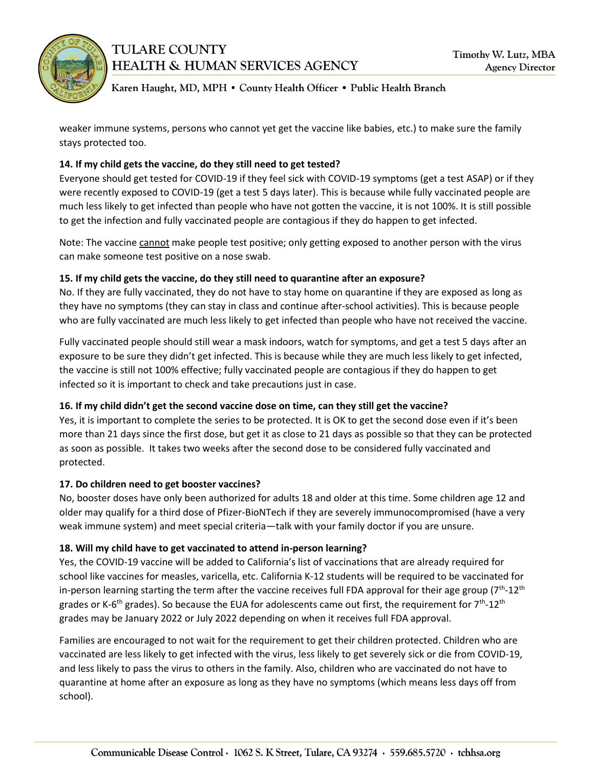weaker immune systems, persons who cannot yet get the vaccine like babies, etc.) to make sure the family stays protected too.

**14. If my child gets the vaccine, do they still need to get tested?**

Everyone should get tested for COVID-19 if they feel sick with COVID-19 symptoms (get a test ASAP) or if they were recently exposed to COVID-19 (get a test 5 days later). This is because while fully vaccinated people are much less likely to get infected than people who have not gotten the vaccine, it is not 100%. It is still possible to get the infection and fully vaccinated people are contagious if they do happen to get infected.

Note: The vaccine <u>cannot</u> make people test positive; only getting exposed to another person with the virus can make someone test positive on a nose swab.

**15. If my child gets the vaccine, do they still need to quarantine after an exposure?**

No. If they are fully vaccinated, they do not have to stay home on quarantine if they are exposed as long as they have no symptoms (they can stay in class and continue after-school activities). This is because people who are fully vaccinated are much less likely to get infected than people who have not received the vaccine.

Fully vaccinated people should still wear a mask indoors, watch for symptoms, and get a test 5 days after an exposure to be sure they didn't get infected. This is because while they are much less likely to get infected, the vaccine is still not 100% effective; fully vaccinated people are contagious if they do happen to get infected so it is important to check and take precautions just in case.

**16. If my child didn't get the second vaccine dose on time, can they still get the vaccine?**

Yes, it is important to complete the series to be protected. It is OK to get the second dose even if it's been more than 21 days since the first dose, but get it as close to 21 days as possible so that they can be protected as soon as possible. It takes two weeks after the second dose to be considered fully vaccinated and protected.

**17. Do children need to get booster vaccines?**

No, booster doses have only been authorized for adults 18 and older at this time. Some children age 12 and older may qualify for a third dose of Pfizer-BioNTech if they are severely immunocompromised (have a very weak immune system) and meet special criteria—talk with your family doctor if you are unsure.

**18. Will my child have to get vaccinated to attend in-person learning?**

Yes, the COVID-19 vaccine will be added to California's list of vaccinations that are already required for school like vaccines for measles, varicella, etc. California K-12 students will be required to be vaccinated for in-person learning starting the term after the vaccine receives full FDA approval for their age group (7th-12th grades or K-6th grades). So because the EUA for adolescents came out first, the requirement for 7th-12th grades may be January 2022 or July 2022 depending on when it receives full FDA approval.

Families are encouraged to not wait for the requirement to get their children protected. Children who are vaccinated are less likely to get infected with the virus, less likely to get severely sick or die from COVID-19, and less likely to pass the virus to others in the family. Also, children who are vaccinated do not have to quarantine at home after an exposure as long as they have no symptoms (which means less days off from school).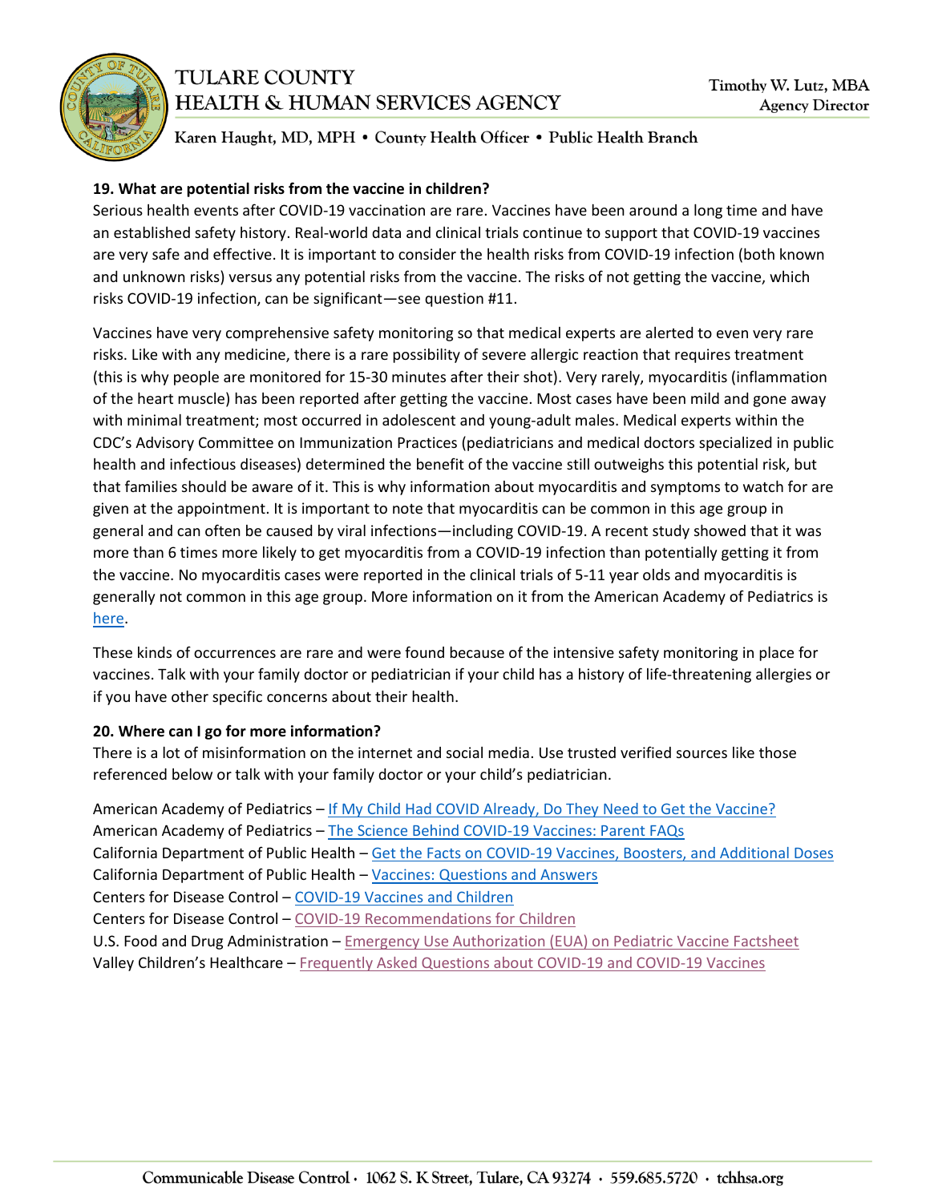**19. What are potential risks from the vaccine in children?**

Serious health events after COVID-19 vaccination are rare. Vaccines have been around a long time and have an established safety history. Real-world data and clinical trials continue to support that COVID-19 vaccines are very safe and effective. It is important to consider the health risks from COVID-19 infection (both known and unknown risks) versus any potential risks from the vaccine. The risks of not getting the vaccine, which risks COVID-19 infection, can be significant—see question #11.

Vaccines have very comprehensive safety monitoring so that medical experts are alerted to even very rare risks. Like with any medicine, there is a rare possibility of severe allergic reaction that requires treatment (this is why people are monitored for 15-30 minutes after their shot). Very rarely, myocarditis (inflammation of the heart muscle) has been reported after getting the vaccine. Most cases have been mild and gone away with minimal treatment; most occurred in adolescent and young-adult males. Medical experts within the CDC's Advisory Committee on Immunization Practices (pediatricians and medical doctors specialized in public health and infectious diseases) determined the benefit of the vaccine still outweighs this potential risk, but that families should be aware of it. This is why information about myocarditis and symptoms to watch for are given at the appointment. It is important to note that myocarditis can be common in this age group in general and can often be caused by viral infections—including COVID-19. A recent study showed that it was more than 6 times more likely to get myocarditis from a COVID-19 infection than potentially getting it from the vaccine. No myocarditis cases were reported in the clinical trials of 5-11 year olds and myocarditis is generally not common in this age group. More information on it from the American Academy of Pediatrics is here.

These kinds of occurrences are rare and were found because of the intensive safety monitoring in place for vaccines. Talk with your family doctor or pediatrician if your child has a history of life-threatening allergies or if you have other specific concerns about their health.

**20. Where can I go for more information?**

There is a lot of misinformation on the internet and social media. Use trusted verified sources like those referenced below or talk with your family doctor or your child's pediatrician.

American Academy of Pediatrics – If My Child Had COVID Already, Do They Need to Get the Vaccine?
American Academy of Pediatrics – The Science Behind COVID-19 Vaccines: Parent FAQs
California Department of Public Health – Get the Facts on COVID-19 Vaccines, Boosters, and Additional Doses
California Department of Public Health – Vaccines: Questions and Answers
Centers for Disease Control – COVID-19 Vaccines and Children
Centers for Disease Control – COVID-19 Recommendations for Children
U.S. Food and Drug Administration – Emergency Use Authorization (EUA) on Pediatric Vaccine Factsheet
Valley Children's Healthcare – Frequently Asked Questions about COVID-19 and COVID-19 Vaccines